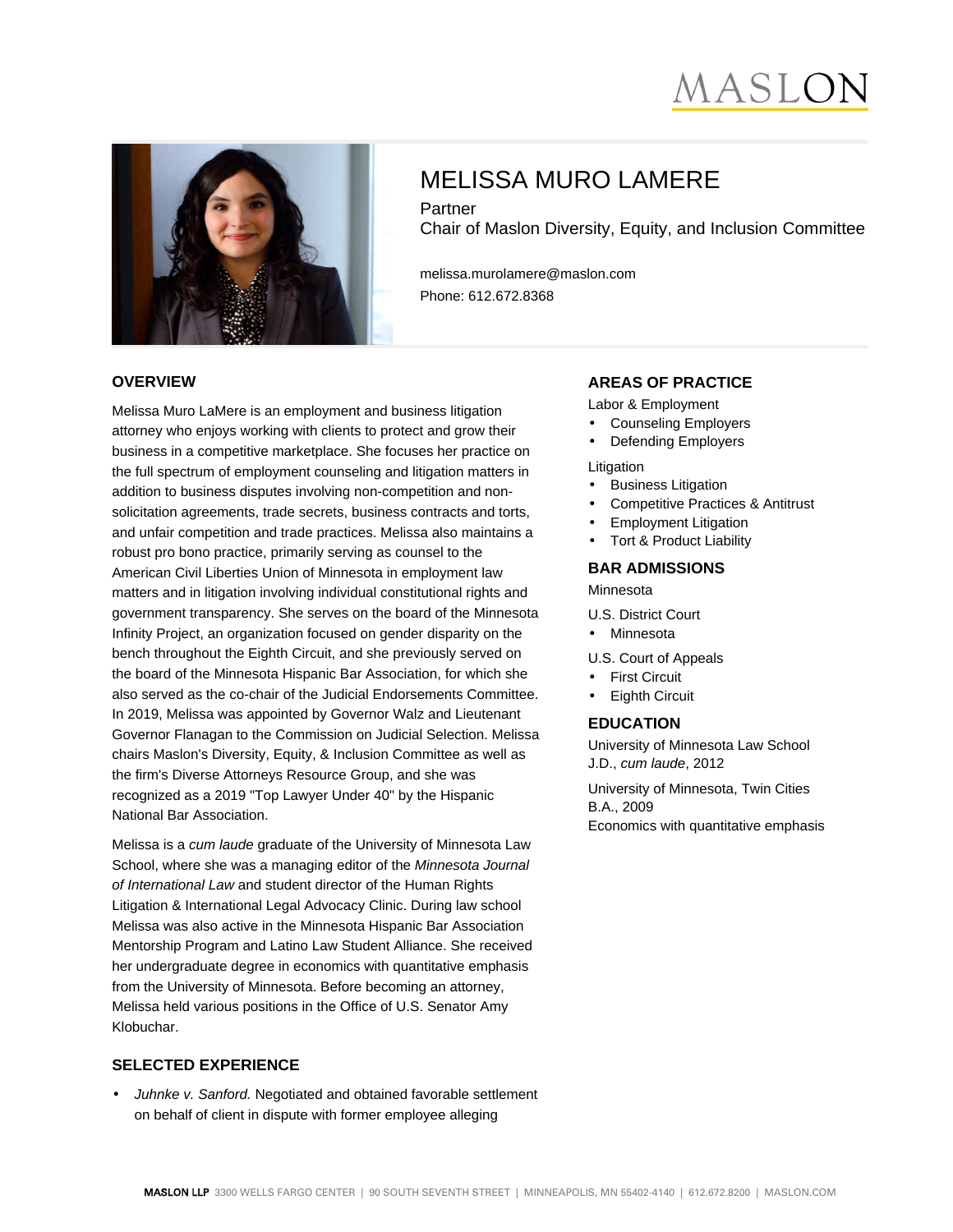MASLON

# MELISSA MURO LAMERE

Partner
Chair of Maslon Diversity, Equity, and Inclusion Committee

melissa.murolamere@maslon.com
Phone: 612.672.8368

## OVERVIEW

Melissa Muro LaMere is an employment and business litigation attorney who enjoys working with clients to protect and grow their business in a competitive marketplace. She focuses her practice on the full spectrum of employment counseling and litigation matters in addition to business disputes involving non-competition and non-solicitation agreements, trade secrets, business contracts and torts, and unfair competition and trade practices. Melissa also maintains a robust pro bono practice, primarily serving as counsel to the American Civil Liberties Union of Minnesota in employment law matters and in litigation involving individual constitutional rights and government transparency. She serves on the board of the Minnesota Infinity Project, an organization focused on gender disparity on the bench throughout the Eighth Circuit, and she previously served on the board of the Minnesota Hispanic Bar Association, for which she also served as the co-chair of the Judicial Endorsements Committee. In 2019, Melissa was appointed by Governor Walz and Lieutenant Governor Flanagan to the Commission on Judicial Selection. Melissa chairs Maslon's Diversity, Equity, & Inclusion Committee as well as the firm's Diverse Attorneys Resource Group, and she was recognized as a 2019 "Top Lawyer Under 40" by the Hispanic National Bar Association.

Melissa is a *cum laude* graduate of the University of Minnesota Law School, where she was a managing editor of the *Minnesota Journal of International Law* and student director of the Human Rights Litigation & International Legal Advocacy Clinic. During law school Melissa was also active in the Minnesota Hispanic Bar Association Mentorship Program and Latino Law Student Alliance. She received her undergraduate degree in economics with quantitative emphasis from the University of Minnesota. Before becoming an attorney, Melissa held various positions in the Office of U.S. Senator Amy Klobuchar.

## SELECTED EXPERIENCE

- *Juhnke v. Sanford.* Negotiated and obtained favorable settlement on behalf of client in dispute with former employee alleging

## AREAS OF PRACTICE

Labor & Employment

- Counseling Employers
- Defending Employers

Litigation

- Business Litigation
- Competitive Practices & Antitrust
- Employment Litigation
- Tort & Product Liability

## BAR ADMISSIONS

Minnesota

U.S. District Court

- Minnesota

U.S. Court of Appeals

- First Circuit
- Eighth Circuit

## EDUCATION

University of Minnesota Law School
J.D., *cum laude*, 2012

University of Minnesota, Twin Cities
B.A., 2009
Economics with quantitative emphasis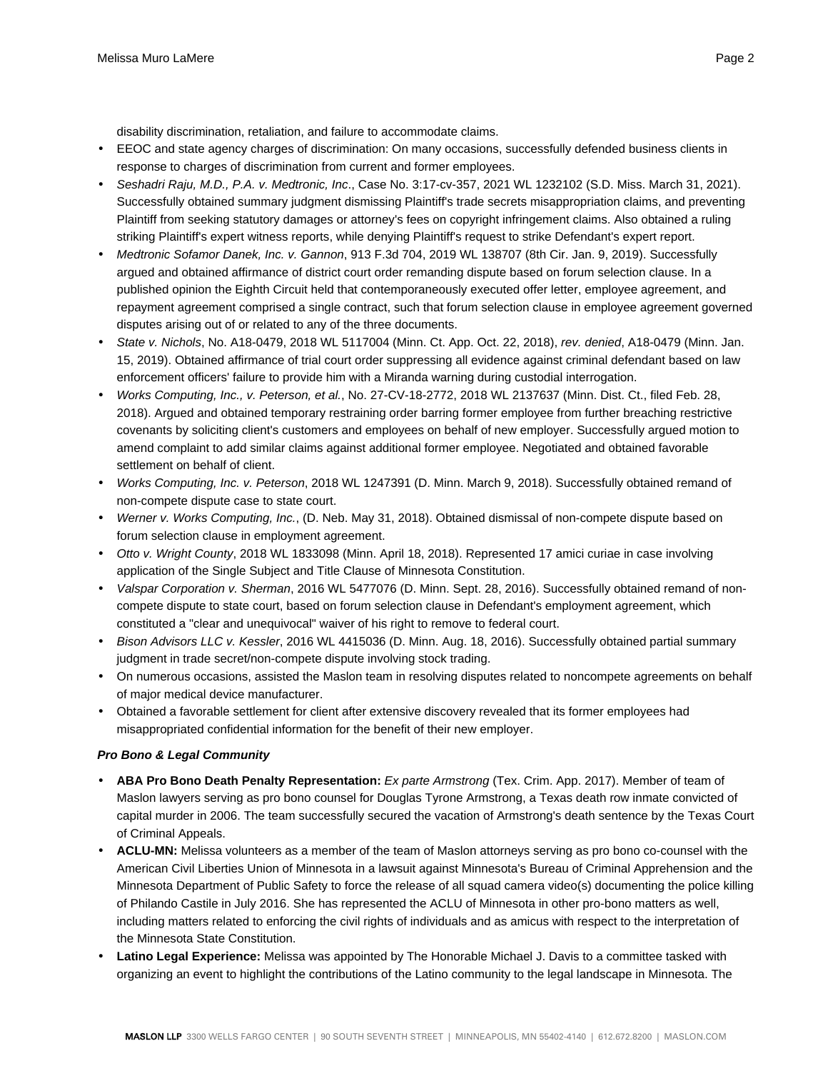disability discrimination, retaliation, and failure to accommodate claims.

- EEOC and state agency charges of discrimination: On many occasions, successfully defended business clients in response to charges of discrimination from current and former employees.
- *Seshadri Raju, M.D., P.A. v. Medtronic, Inc*., Case No. 3:17-cv-357, 2021 WL 1232102 (S.D. Miss. March 31, 2021). Successfully obtained summary judgment dismissing Plaintiff's trade secrets misappropriation claims, and preventing Plaintiff from seeking statutory damages or attorney's fees on copyright infringement claims. Also obtained a ruling striking Plaintiff's expert witness reports, while denying Plaintiff's request to strike Defendant's expert report.
- *Medtronic Sofamor Danek, Inc. v. Gannon*, 913 F.3d 704, 2019 WL 138707 (8th Cir. Jan. 9, 2019). Successfully argued and obtained affirmance of district court order remanding dispute based on forum selection clause. In a published opinion the Eighth Circuit held that contemporaneously executed offer letter, employee agreement, and repayment agreement comprised a single contract, such that forum selection clause in employee agreement governed disputes arising out of or related to any of the three documents.
- *State v. Nichols*, No. A18-0479, 2018 WL 5117004 (Minn. Ct. App. Oct. 22, 2018), *rev. denied*, A18-0479 (Minn. Jan. 15, 2019). Obtained affirmance of trial court order suppressing all evidence against criminal defendant based on law enforcement officers' failure to provide him with a Miranda warning during custodial interrogation.
- *Works Computing, Inc., v. Peterson, et al.*, No. 27-CV-18-2772, 2018 WL 2137637 (Minn. Dist. Ct., filed Feb. 28, 2018). Argued and obtained temporary restraining order barring former employee from further breaching restrictive covenants by soliciting client's customers and employees on behalf of new employer. Successfully argued motion to amend complaint to add similar claims against additional former employee. Negotiated and obtained favorable settlement on behalf of client.
- *Works Computing, Inc. v. Peterson*, 2018 WL 1247391 (D. Minn. March 9, 2018). Successfully obtained remand of non-compete dispute case to state court.
- *Werner v. Works Computing, Inc.*, (D. Neb. May 31, 2018). Obtained dismissal of non-compete dispute based on forum selection clause in employment agreement.
- *Otto v. Wright County*, 2018 WL 1833098 (Minn. April 18, 2018). Represented 17 amici curiae in case involving application of the Single Subject and Title Clause of Minnesota Constitution.
- *Valspar Corporation v. Sherman*, 2016 WL 5477076 (D. Minn. Sept. 28, 2016). Successfully obtained remand of non-compete dispute to state court, based on forum selection clause in Defendant's employment agreement, which constituted a "clear and unequivocal" waiver of his right to remove to federal court.
- *Bison Advisors LLC v. Kessler*, 2016 WL 4415036 (D. Minn. Aug. 18, 2016). Successfully obtained partial summary judgment in trade secret/non-compete dispute involving stock trading.
- On numerous occasions, assisted the Maslon team in resolving disputes related to noncompete agreements on behalf of major medical device manufacturer.
- Obtained a favorable settlement for client after extensive discovery revealed that its former employees had misappropriated confidential information for the benefit of their new employer.

***Pro Bono & Legal Community***

- **ABA Pro Bono Death Penalty Representation:** *Ex parte Armstrong* (Tex. Crim. App. 2017). Member of team of Maslon lawyers serving as pro bono counsel for Douglas Tyrone Armstrong, a Texas death row inmate convicted of capital murder in 2006. The team successfully secured the vacation of Armstrong's death sentence by the Texas Court of Criminal Appeals.
- **ACLU-MN:** Melissa volunteers as a member of the team of Maslon attorneys serving as pro bono co-counsel with the American Civil Liberties Union of Minnesota in a lawsuit against Minnesota's Bureau of Criminal Apprehension and the Minnesota Department of Public Safety to force the release of all squad camera video(s) documenting the police killing of Philando Castile in July 2016. She has represented the ACLU of Minnesota in other pro-bono matters as well, including matters related to enforcing the civil rights of individuals and as amicus with respect to the interpretation of the Minnesota State Constitution.
- **Latino Legal Experience:** Melissa was appointed by The Honorable Michael J. Davis to a committee tasked with organizing an event to highlight the contributions of the Latino community to the legal landscape in Minnesota. The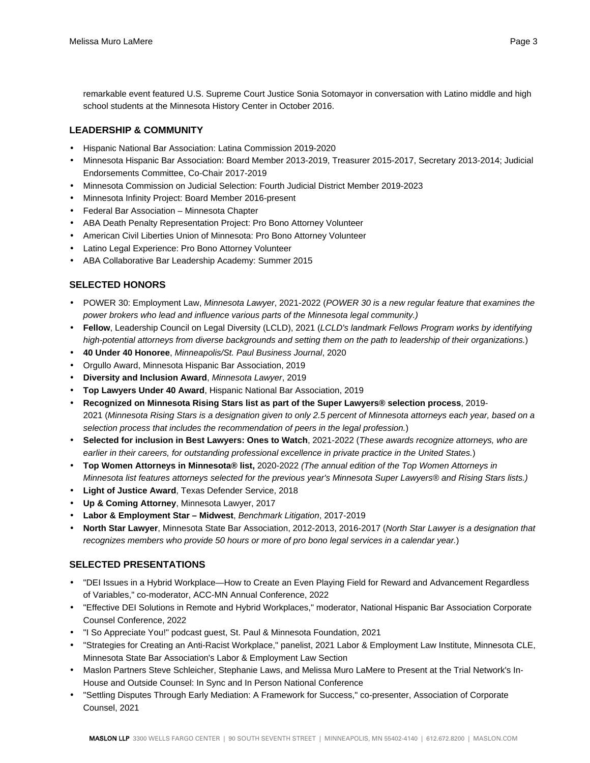remarkable event featured U.S. Supreme Court Justice Sonia Sotomayor in conversation with Latino middle and high school students at the Minnesota History Center in October 2016.

## LEADERSHIP & COMMUNITY

- Hispanic National Bar Association: Latina Commission 2019-2020
- Minnesota Hispanic Bar Association: Board Member 2013-2019, Treasurer 2015-2017, Secretary 2013-2014; Judicial Endorsements Committee, Co-Chair 2017-2019
- Minnesota Commission on Judicial Selection: Fourth Judicial District Member 2019-2023
- Minnesota Infinity Project: Board Member 2016-present
- Federal Bar Association – Minnesota Chapter
- ABA Death Penalty Representation Project: Pro Bono Attorney Volunteer
- American Civil Liberties Union of Minnesota: Pro Bono Attorney Volunteer
- Latino Legal Experience: Pro Bono Attorney Volunteer
- ABA Collaborative Bar Leadership Academy: Summer 2015

## SELECTED HONORS

- POWER 30: Employment Law, *Minnesota Lawyer*, 2021-2022 (*POWER 30 is a new regular feature that examines the power brokers who lead and influence various parts of the Minnesota legal community.)*
- **Fellow**, Leadership Council on Legal Diversity (LCLD), 2021 (*LCLD's landmark Fellows Program works by identifying high-potential attorneys from diverse backgrounds and setting them on the path to leadership of their organizations.*)
- **40 Under 40 Honoree**, *Minneapolis/St. Paul Business Journal*, 2020
- Orgullo Award, Minnesota Hispanic Bar Association, 2019
- **Diversity and Inclusion Award**, *Minnesota Lawyer*, 2019
- **Top Lawyers Under 40 Award**, Hispanic National Bar Association, 2019
- **Recognized on Minnesota Rising Stars list as part of the Super Lawyers® selection process**, 2019-2021 (*Minnesota Rising Stars is a designation given to only 2.5 percent of Minnesota attorneys each year, based on a selection process that includes the recommendation of peers in the legal profession.*)
- **Selected for inclusion in Best Lawyers: Ones to Watch**, 2021-2022 (*These awards recognize attorneys, who are earlier in their careers, for outstanding professional excellence in private practice in the United States.*)
- **Top Women Attorneys in Minnesota® list,** 2020-2022 *(The annual edition of the Top Women Attorneys in Minnesota list features attorneys selected for the previous year's Minnesota Super Lawyers® and Rising Stars lists.)*
- **Light of Justice Award**, Texas Defender Service, 2018
- **Up & Coming Attorney**, Minnesota Lawyer, 2017
- **Labor & Employment Star – Midwest**, *Benchmark Litigation*, 2017-2019
- **North Star Lawyer**, Minnesota State Bar Association, 2012-2013, 2016-2017 (*North Star Lawyer is a designation that recognizes members who provide 50 hours or more of pro bono legal services in a calendar year.*)

## SELECTED PRESENTATIONS

- "DEI Issues in a Hybrid Workplace—How to Create an Even Playing Field for Reward and Advancement Regardless of Variables," co-moderator, ACC-MN Annual Conference, 2022
- "Effective DEI Solutions in Remote and Hybrid Workplaces," moderator, National Hispanic Bar Association Corporate Counsel Conference, 2022
- "I So Appreciate You!" podcast guest, St. Paul & Minnesota Foundation, 2021
- "Strategies for Creating an Anti-Racist Workplace," panelist, 2021 Labor & Employment Law Institute, Minnesota CLE, Minnesota State Bar Association's Labor & Employment Law Section
- Maslon Partners Steve Schleicher, Stephanie Laws, and Melissa Muro LaMere to Present at the Trial Network's In-House and Outside Counsel: In Sync and In Person National Conference
- "Settling Disputes Through Early Mediation: A Framework for Success," co-presenter, Association of Corporate Counsel, 2021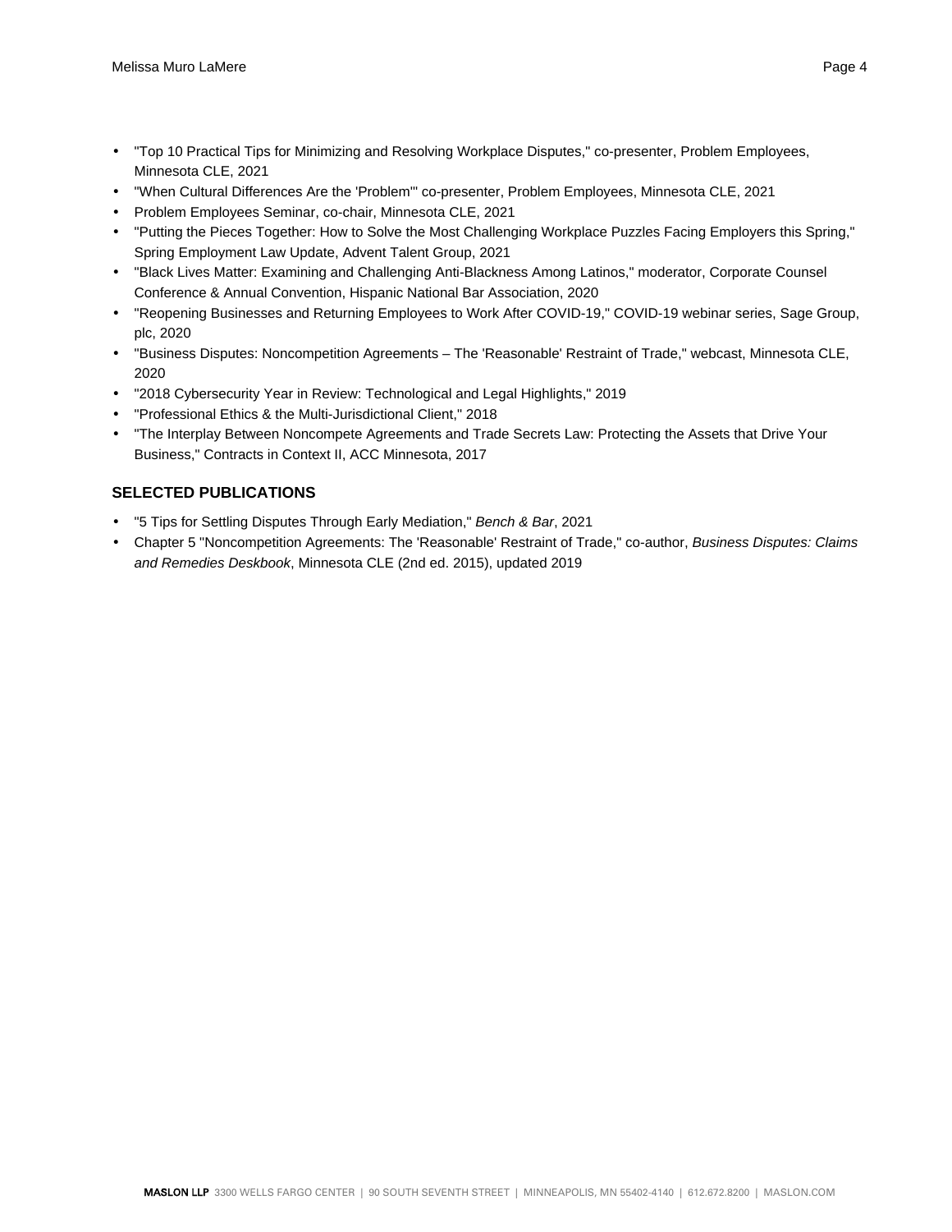- "Top 10 Practical Tips for Minimizing and Resolving Workplace Disputes," co-presenter, Problem Employees, Minnesota CLE, 2021
- "When Cultural Differences Are the 'Problem'" co-presenter, Problem Employees, Minnesota CLE, 2021
- Problem Employees Seminar, co-chair, Minnesota CLE, 2021
- "Putting the Pieces Together: How to Solve the Most Challenging Workplace Puzzles Facing Employers this Spring," Spring Employment Law Update, Advent Talent Group, 2021
- "Black Lives Matter: Examining and Challenging Anti-Blackness Among Latinos," moderator, Corporate Counsel Conference & Annual Convention, Hispanic National Bar Association, 2020
- "Reopening Businesses and Returning Employees to Work After COVID-19," COVID-19 webinar series, Sage Group, plc, 2020
- "Business Disputes: Noncompetition Agreements – The 'Reasonable' Restraint of Trade," webcast, Minnesota CLE, 2020
- "2018 Cybersecurity Year in Review: Technological and Legal Highlights," 2019
- "Professional Ethics & the Multi-Jurisdictional Client," 2018
- "The Interplay Between Noncompete Agreements and Trade Secrets Law: Protecting the Assets that Drive Your Business," Contracts in Context II, ACC Minnesota, 2017

## SELECTED PUBLICATIONS

- "5 Tips for Settling Disputes Through Early Mediation," *Bench & Bar*, 2021
- Chapter 5 "Noncompetition Agreements: The 'Reasonable' Restraint of Trade," co-author, *Business Disputes: Claims and Remedies Deskbook*, Minnesota CLE (2nd ed. 2015), updated 2019